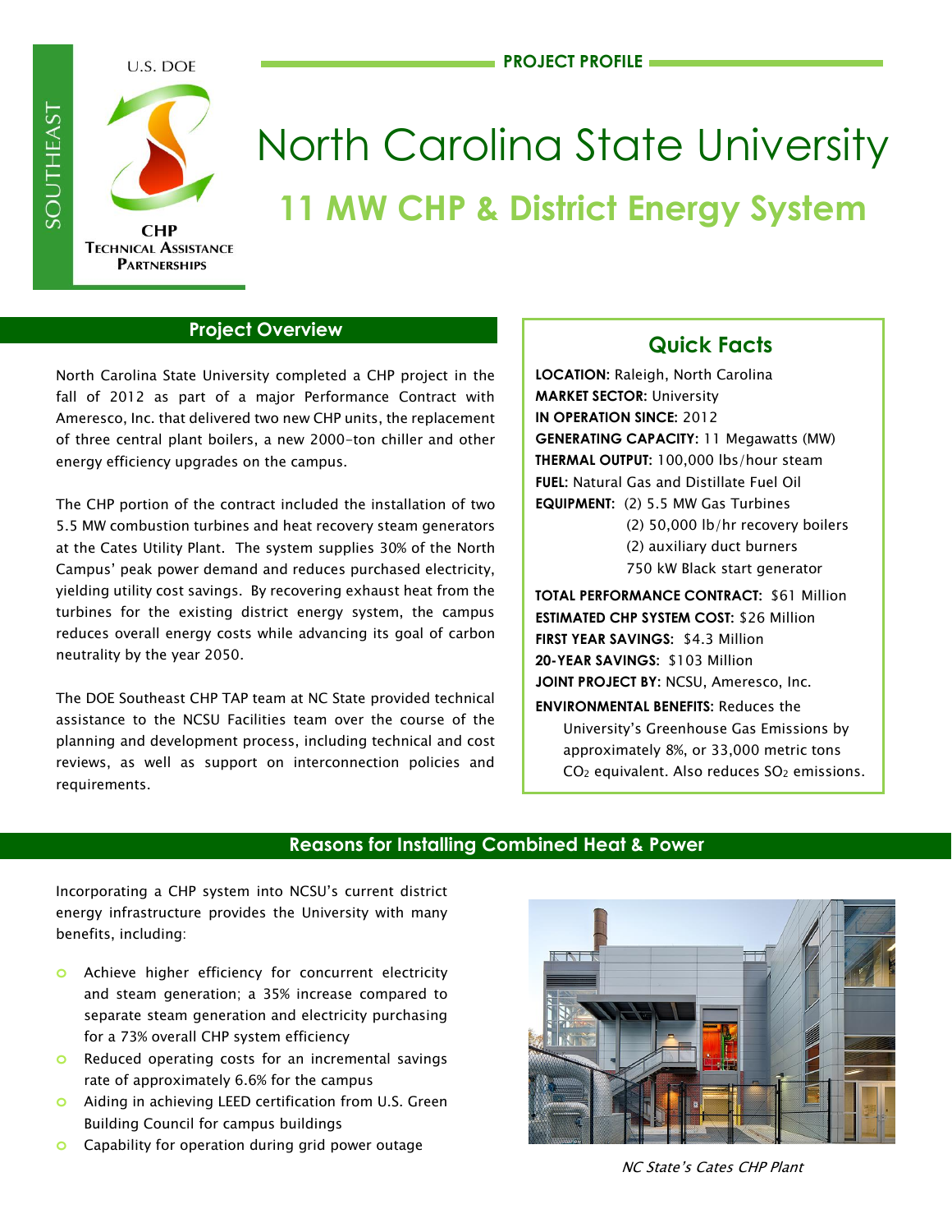SOUTHEAST

U.S. DOE

CHP TECHNICAL ASSISTANCE PARTNERSHIPS

PROJECT PROFILE

# North Carolina State University

## 11 MW CHP & District Energy System

### Project Overview

North Carolina State University completed a CHP project in the fall of 2012 as part of a major Performance Contract with Ameresco, Inc. that delivered two new CHP units, the replacement of three central plant boilers, a new 2000-ton chiller and other energy efficiency upgrades on the campus.

The CHP portion of the contract included the installation of two 5.5 MW combustion turbines and heat recovery steam generators at the Cates Utility Plant. The system supplies 30% of the North Campus' peak power demand and reduces purchased electricity, yielding utility cost savings. By recovering exhaust heat from the turbines for the existing district energy system, the campus reduces overall energy costs while advancing its goal of carbon neutrality by the year 2050.

The DOE Southeast CHP TAP team at NC State provided technical assistance to the NCSU Facilities team over the course of the planning and development process, including technical and cost reviews, as well as support on interconnection policies and requirements.

### Quick Facts

**LOCATION:** Raleigh, North Carolina
**MARKET SECTOR:** University
**IN OPERATION SINCE:** 2012
**GENERATING CAPACITY:** 11 Megawatts (MW)
**THERMAL OUTPUT:** 100,000 lbs/hour steam
**FUEL:** Natural Gas and Distillate Fuel Oil
**EQUIPMENT:** (2) 5.5 MW Gas Turbines
(2) 50,000 lb/hr recovery boilers
(2) auxiliary duct burners
750 kW Black start generator

**TOTAL PERFORMANCE CONTRACT:** $61 Million
**ESTIMATED CHP SYSTEM COST:** $26 Million
**FIRST YEAR SAVINGS:** $4.3 Million
**20-YEAR SAVINGS:** $103 Million
**JOINT PROJECT BY:** NCSU, Ameresco, Inc.
**ENVIRONMENTAL BENEFITS:** Reduces the University's Greenhouse Gas Emissions by approximately 8%, or 33,000 metric tons $CO_2$ equivalent. Also reduces $SO_2$ emissions.

### Reasons for Installing Combined Heat & Power

Incorporating a CHP system into NCSU's current district energy infrastructure provides the University with many benefits, including:

- Achieve higher efficiency for concurrent electricity and steam generation; a 35% increase compared to separate steam generation and electricity purchasing for a 73% overall CHP system efficiency
- Reduced operating costs for an incremental savings rate of approximately 6.6% for the campus
- Aiding in achieving LEED certification from U.S. Green Building Council for campus buildings
- Capability for operation during grid power outage

*NC State's Cates CHP Plant*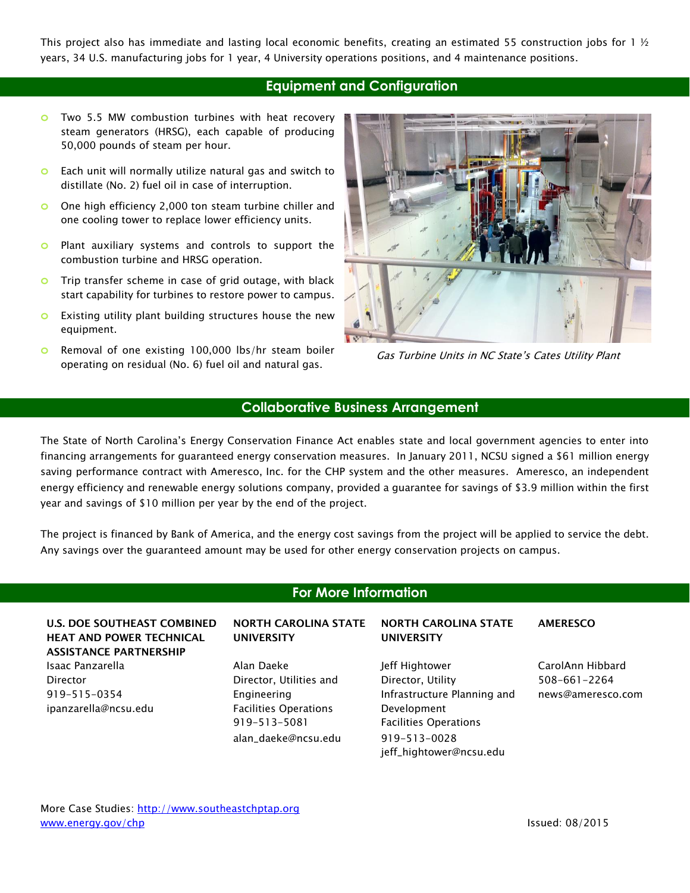This project also has immediate and lasting local economic benefits, creating an estimated 55 construction jobs for 1 ½ years, 34 U.S. manufacturing jobs for 1 year, 4 University operations positions, and 4 maintenance positions.

## Equipment and Configuration

- Two 5.5 MW combustion turbines with heat recovery steam generators (HRSG), each capable of producing 50,000 pounds of steam per hour.
- Each unit will normally utilize natural gas and switch to distillate (No. 2) fuel oil in case of interruption.
- One high efficiency 2,000 ton steam turbine chiller and one cooling tower to replace lower efficiency units.
- Plant auxiliary systems and controls to support the combustion turbine and HRSG operation.
- Trip transfer scheme in case of grid outage, with black start capability for turbines to restore power to campus.
- Existing utility plant building structures house the new equipment.
- Removal of one existing 100,000 lbs/hr steam boiler operating on residual (No. 6) fuel oil and natural gas.

*Gas Turbine Units in NC State's Cates Utility Plant*

## Collaborative Business Arrangement

The State of North Carolina's Energy Conservation Finance Act enables state and local government agencies to enter into financing arrangements for guaranteed energy conservation measures. In January 2011, NCSU signed a $61 million energy saving performance contract with Ameresco, Inc. for the CHP system and the other measures. Ameresco, an independent energy efficiency and renewable energy solutions company, provided a guarantee for savings of $3.9 million within the first year and savings of $10 million per year by the end of the project.

The project is financed by Bank of America, and the energy cost savings from the project will be applied to service the debt. Any savings over the guaranteed amount may be used for other energy conservation projects on campus.

## For More Information

**U.S. DOE SOUTHEAST COMBINED HEAT AND POWER TECHNICAL ASSISTANCE PARTNERSHIP**
Isaac Panzarella
Director
919-515-0354
ipanzarella@ncsu.edu

**NORTH CAROLINA STATE UNIVERSITY**
Alan Daeke
Director, Utilities and Engineering
Facilities Operations
919-513-5081
alan_daeke@ncsu.edu

**NORTH CAROLINA STATE UNIVERSITY**
Jeff Hightower
Director, Utility Infrastructure Planning and Development
Facilities Operations
919-513-0028
jeff_hightower@ncsu.edu

**AMERESCO**
CarolAnn Hibbard
508-661-2264
news@ameresco.com

More Case Studies: [http://www.southeastchptap.org](http://www.southeastchptap.org)
[www.energy.gov/chp](http://www.energy.gov/chp)

Issued: 08/2015